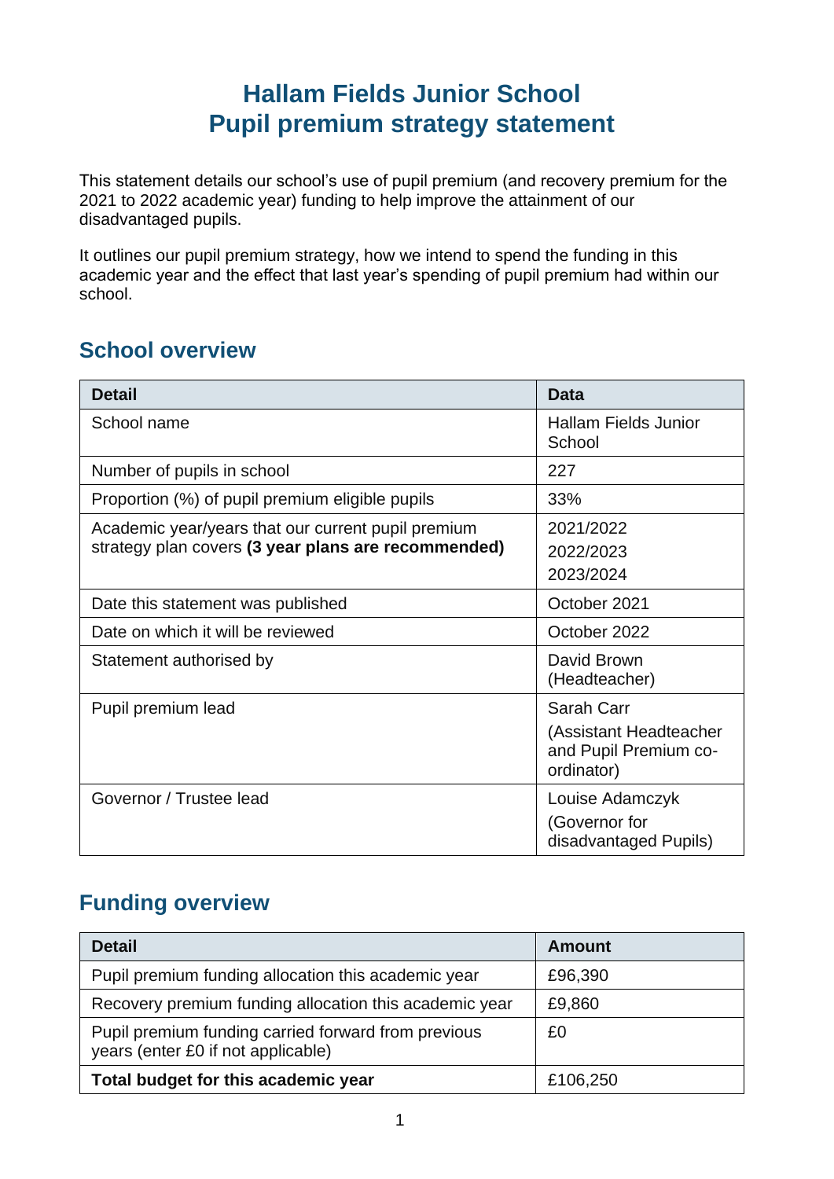# Hallam Fields Junior School
# Pupil premium strategy statement

This statement details our school's use of pupil premium (and recovery premium for the 2021 to 2022 academic year) funding to help improve the attainment of our disadvantaged pupils.

It outlines our pupil premium strategy, how we intend to spend the funding in this academic year and the effect that last year's spending of pupil premium had within our school.

## School overview

| Detail | Data |
|---|---|
| School name | Hallam Fields Junior School |
| Number of pupils in school | 227 |
| Proportion (%) of pupil premium eligible pupils | 33% |
| Academic year/years that our current pupil premium strategy plan covers **(3 year plans are recommended)** | 2021/2022<br>2022/2023<br>2023/2024 |
| Date this statement was published | October 2021 |
| Date on which it will be reviewed | October 2022 |
| Statement authorised by | David Brown (Headteacher) |
| Pupil premium lead | Sarah Carr<br>(Assistant Headteacher and Pupil Premium co-ordinator) |
| Governor / Trustee lead | Louise Adamczyk<br>(Governor for disadvantaged Pupils) |

## Funding overview

| Detail | Amount |
|---|---|
| Pupil premium funding allocation this academic year | £96,390 |
| Recovery premium funding allocation this academic year | £9,860 |
| Pupil premium funding carried forward from previous years (enter £0 if not applicable) | £0 |
| **Total budget for this academic year** | £106,250 |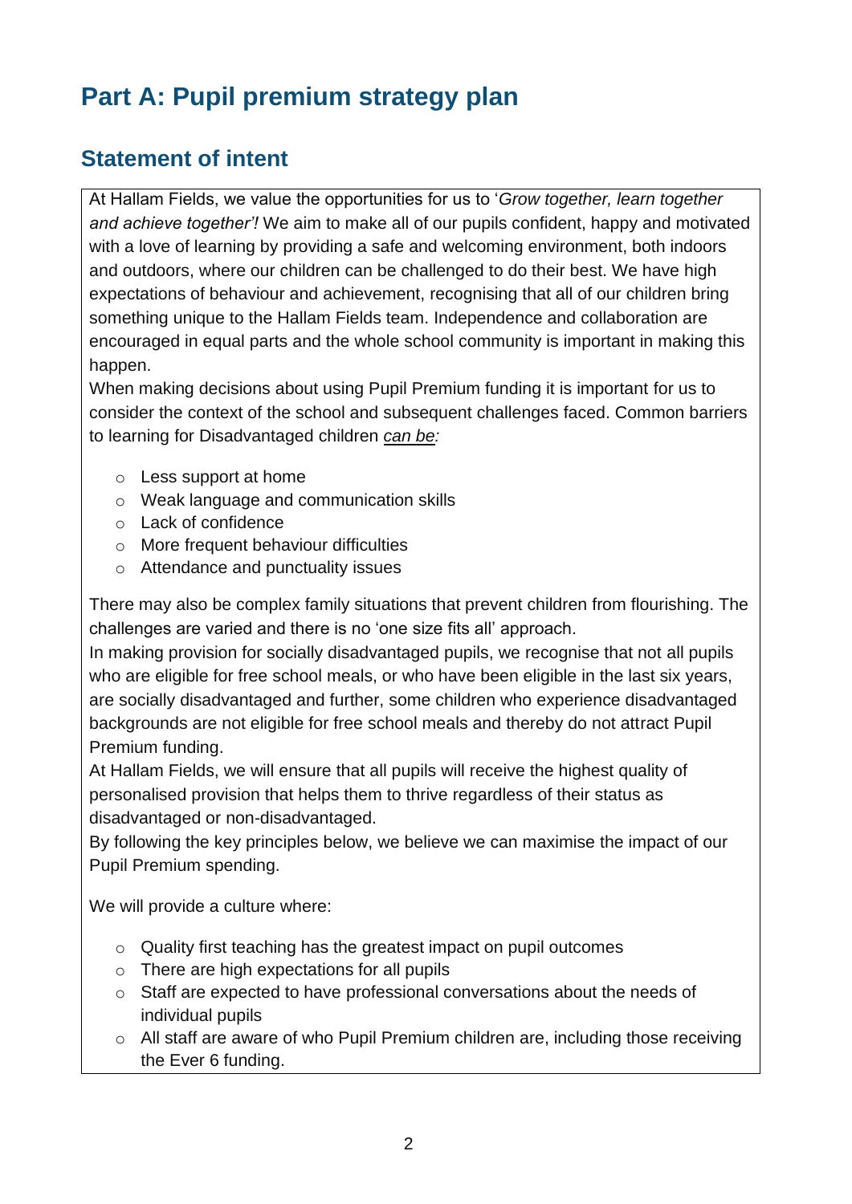# Part A: Pupil premium strategy plan

## Statement of intent

At Hallam Fields, we value the opportunities for us to '*Grow together, learn together and achieve together'!* We aim to make all of our pupils confident, happy and motivated with a love of learning by providing a safe and welcoming environment, both indoors and outdoors, where our children can be challenged to do their best. We have high expectations of behaviour and achievement, recognising that all of our children bring something unique to the Hallam Fields team. Independence and collaboration are encouraged in equal parts and the whole school community is important in making this happen.

When making decisions about using Pupil Premium funding it is important for us to consider the context of the school and subsequent challenges faced. Common barriers to learning for Disadvantaged children *can be:*

- Less support at home
- Weak language and communication skills
- Lack of confidence
- More frequent behaviour difficulties
- Attendance and punctuality issues

There may also be complex family situations that prevent children from flourishing. The challenges are varied and there is no 'one size fits all' approach.

In making provision for socially disadvantaged pupils, we recognise that not all pupils who are eligible for free school meals, or who have been eligible in the last six years, are socially disadvantaged and further, some children who experience disadvantaged backgrounds are not eligible for free school meals and thereby do not attract Pupil Premium funding.

At Hallam Fields, we will ensure that all pupils will receive the highest quality of personalised provision that helps them to thrive regardless of their status as disadvantaged or non-disadvantaged.

By following the key principles below, we believe we can maximise the impact of our Pupil Premium spending.

We will provide a culture where:

- Quality first teaching has the greatest impact on pupil outcomes
- There are high expectations for all pupils
- Staff are expected to have professional conversations about the needs of individual pupils
- All staff are aware of who Pupil Premium children are, including those receiving the Ever 6 funding.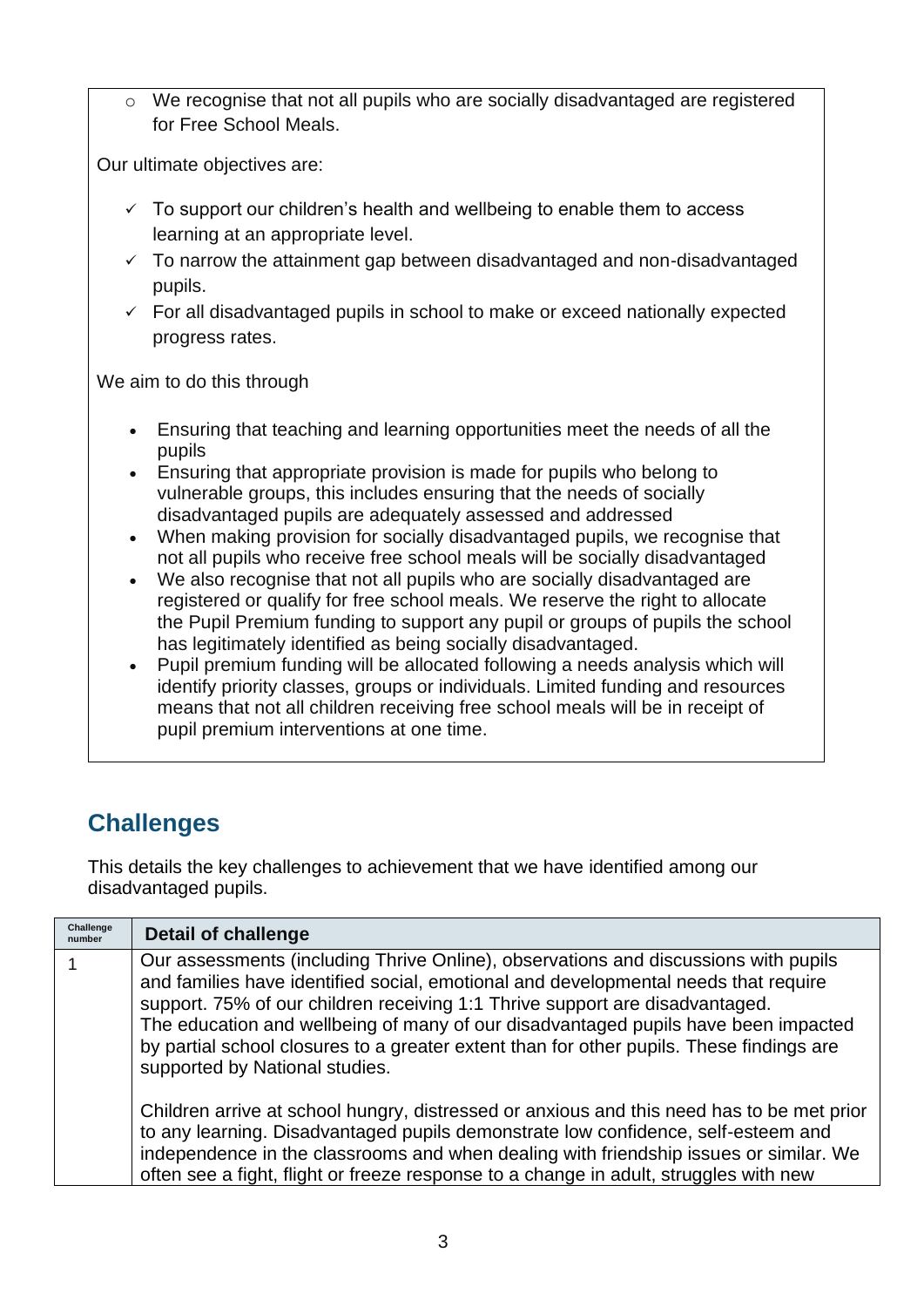- We recognise that not all pupils who are socially disadvantaged are registered for Free School Meals.

Our ultimate objectives are:

- ✓ To support our children's health and wellbeing to enable them to access learning at an appropriate level.
- ✓ To narrow the attainment gap between disadvantaged and non-disadvantaged pupils.
- ✓ For all disadvantaged pupils in school to make or exceed nationally expected progress rates.

We aim to do this through

- Ensuring that teaching and learning opportunities meet the needs of all the pupils
- Ensuring that appropriate provision is made for pupils who belong to vulnerable groups, this includes ensuring that the needs of socially disadvantaged pupils are adequately assessed and addressed
- When making provision for socially disadvantaged pupils, we recognise that not all pupils who receive free school meals will be socially disadvantaged
- We also recognise that not all pupils who are socially disadvantaged are registered or qualify for free school meals. We reserve the right to allocate the Pupil Premium funding to support any pupil or groups of pupils the school has legitimately identified as being socially disadvantaged.
- Pupil premium funding will be allocated following a needs analysis which will identify priority classes, groups or individuals. Limited funding and resources means that not all children receiving free school meals will be in receipt of pupil premium interventions at one time.

## Challenges

This details the key challenges to achievement that we have identified among our disadvantaged pupils.

| Challenge number | Detail of challenge |
|---|---|
| 1 | Our assessments (including Thrive Online), observations and discussions with pupils and families have identified social, emotional and developmental needs that require support. 75% of our children receiving 1:1 Thrive support are disadvantaged. The education and wellbeing of many of our disadvantaged pupils have been impacted by partial school closures to a greater extent than for other pupils. These findings are supported by National studies.<br><br>Children arrive at school hungry, distressed or anxious and this need has to be met prior to any learning. Disadvantaged pupils demonstrate low confidence, self-esteem and independence in the classrooms and when dealing with friendship issues or similar. We often see a fight, flight or freeze response to a change in adult, struggles with new |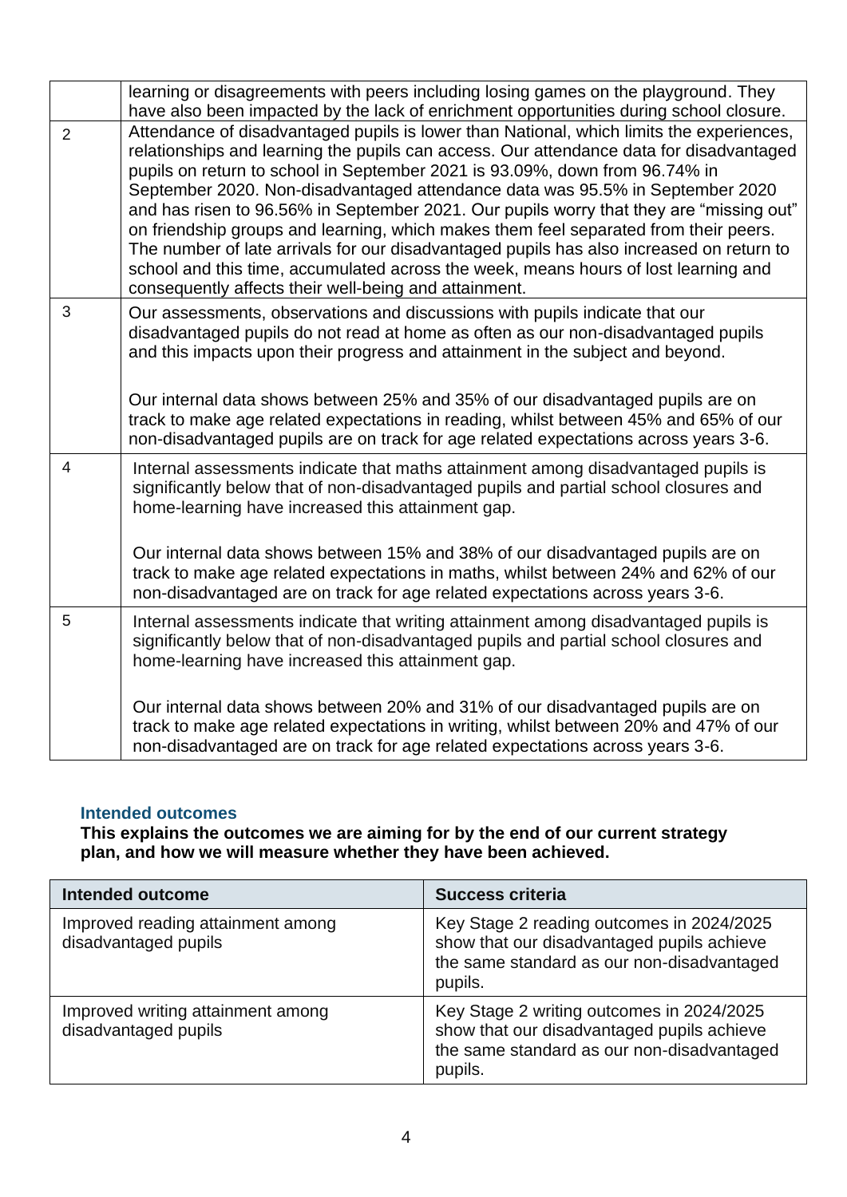|  |  |
|---|---|
|  | learning or disagreements with peers including losing games on the playground. They have also been impacted by the lack of enrichment opportunities during school closure. |
| 2 | Attendance of disadvantaged pupils is lower than National, which limits the experiences, relationships and learning the pupils can access. Our attendance data for disadvantaged pupils on return to school in September 2021 is 93.09%, down from 96.74% in September 2020. Non-disadvantaged attendance data was 95.5% in September 2020 and has risen to 96.56% in September 2021. Our pupils worry that they are "missing out" on friendship groups and learning, which makes them feel separated from their peers. The number of late arrivals for our disadvantaged pupils has also increased on return to school and this time, accumulated across the week, means hours of lost learning and consequently affects their well-being and attainment. |
| 3 | Our assessments, observations and discussions with pupils indicate that our disadvantaged pupils do not read at home as often as our non-disadvantaged pupils and this impacts upon their progress and attainment in the subject and beyond.<br><br>Our internal data shows between 25% and 35% of our disadvantaged pupils are on track to make age related expectations in reading, whilst between 45% and 65% of our non-disadvantaged pupils are on track for age related expectations across years 3-6. |
| 4 | Internal assessments indicate that maths attainment among disadvantaged pupils is significantly below that of non-disadvantaged pupils and partial school closures and home-learning have increased this attainment gap.<br><br>Our internal data shows between 15% and 38% of our disadvantaged pupils are on track to make age related expectations in maths, whilst between 24% and 62% of our non-disadvantaged are on track for age related expectations across years 3-6. |
| 5 | Internal assessments indicate that writing attainment among disadvantaged pupils is significantly below that of non-disadvantaged pupils and partial school closures and home-learning have increased this attainment gap.<br><br>Our internal data shows between 20% and 31% of our disadvantaged pupils are on track to make age related expectations in writing, whilst between 20% and 47% of our non-disadvantaged are on track for age related expectations across years 3-6. |

### Intended outcomes

**This explains the outcomes we are aiming for by the end of our current strategy plan, and how we will measure whether they have been achieved.**

| Intended outcome | Success criteria |
|---|---|
| Improved reading attainment among disadvantaged pupils | Key Stage 2 reading outcomes in 2024/2025 show that our disadvantaged pupils achieve the same standard as our non-disadvantaged pupils. |
| Improved writing attainment among disadvantaged pupils | Key Stage 2 writing outcomes in 2024/2025 show that our disadvantaged pupils achieve the same standard as our non-disadvantaged pupils. |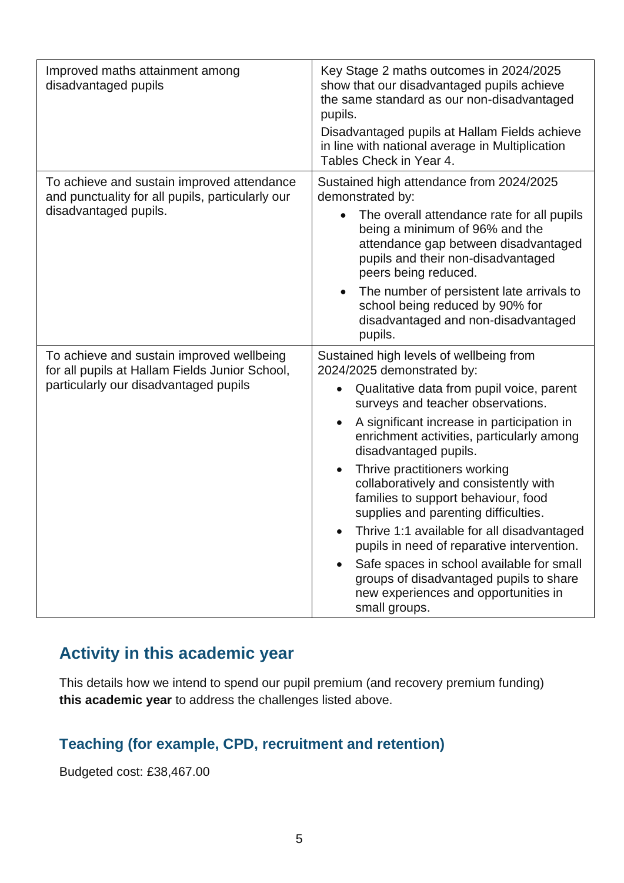| | |
|---|---|
| Improved maths attainment among disadvantaged pupils | Key Stage 2 maths outcomes in 2024/2025 show that our disadvantaged pupils achieve the same standard as our non-disadvantaged pupils.<br>Disadvantaged pupils at Hallam Fields achieve in line with national average in Multiplication Tables Check in Year 4. |
| To achieve and sustain improved attendance and punctuality for all pupils, particularly our disadvantaged pupils. | Sustained high attendance from 2024/2025 demonstrated by:<br>• The overall attendance rate for all pupils being a minimum of 96% and the attendance gap between disadvantaged pupils and their non-disadvantaged peers being reduced.<br>• The number of persistent late arrivals to school being reduced by 90% for disadvantaged and non-disadvantaged pupils. |
| To achieve and sustain improved wellbeing for all pupils at Hallam Fields Junior School, particularly our disadvantaged pupils | Sustained high levels of wellbeing from 2024/2025 demonstrated by:<br>• Qualitative data from pupil voice, parent surveys and teacher observations.<br>• A significant increase in participation in enrichment activities, particularly among disadvantaged pupils.<br>• Thrive practitioners working collaboratively and consistently with families to support behaviour, food supplies and parenting difficulties.<br>• Thrive 1:1 available for all disadvantaged pupils in need of reparative intervention.<br>• Safe spaces in school available for small groups of disadvantaged pupils to share new experiences and opportunities in small groups. |

## Activity in this academic year

This details how we intend to spend our pupil premium (and recovery premium funding) **this academic year** to address the challenges listed above.

### Teaching (for example, CPD, recruitment and retention)

Budgeted cost: £38,467.00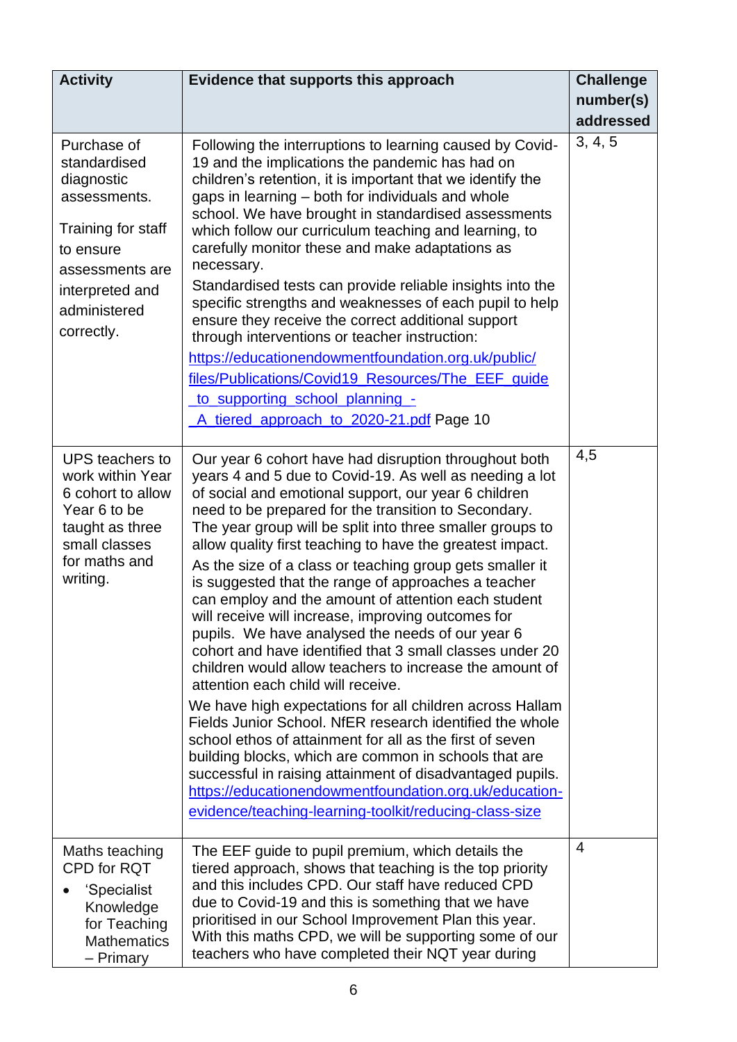| Activity | Evidence that supports this approach | Challenge number(s) addressed |
|---|---|---|
| Purchase of standardised diagnostic assessments.<br><br>Training for staff to ensure assessments are interpreted and administered correctly. | Following the interruptions to learning caused by Covid-19 and the implications the pandemic has had on children's retention, it is important that we identify the gaps in learning – both for individuals and whole school. We have brought in standardised assessments which follow our curriculum teaching and learning, to carefully monitor these and make adaptations as necessary.<br><br>Standardised tests can provide reliable insights into the specific strengths and weaknesses of each pupil to help ensure they receive the correct additional support through interventions or teacher instruction:<br>[https://educationendowmentfoundation.org.uk/public/files/Publications/Covid19_Resources/The_EEF_guide_to_supporting_school_planning_-_A_tiered_approach_to_2020-21.pdf](https://educationendowmentfoundation.org.uk/public/files/Publications/Covid19_Resources/The_EEF_guide_to_supporting_school_planning_-_A_tiered_approach_to_2020-21.pdf) Page 10 | 3, 4, 5 |
| UPS teachers to work within Year 6 cohort to allow Year 6 to be taught as three small classes for maths and writing. | Our year 6 cohort have had disruption throughout both years 4 and 5 due to Covid-19. As well as needing a lot of social and emotional support, our year 6 children need to be prepared for the transition to Secondary. The year group will be split into three smaller groups to allow quality first teaching to have the greatest impact.<br><br>As the size of a class or teaching group gets smaller it is suggested that the range of approaches a teacher can employ and the amount of attention each student will receive will increase, improving outcomes for pupils. We have analysed the needs of our year 6 cohort and have identified that 3 small classes under 20 children would allow teachers to increase the amount of attention each child will receive.<br><br>We have high expectations for all children across Hallam Fields Junior School. NfER research identified the whole school ethos of attainment for all as the first of seven building blocks, which are common in schools that are successful in raising attainment of disadvantaged pupils.<br>[https://educationendowmentfoundation.org.uk/education-evidence/teaching-learning-toolkit/reducing-class-size](https://educationendowmentfoundation.org.uk/education-evidence/teaching-learning-toolkit/reducing-class-size) | 4,5 |
| Maths teaching CPD for RQT<br>• 'Specialist Knowledge for Teaching Mathematics – Primary | The EEF guide to pupil premium, which details the tiered approach, shows that teaching is the top priority and this includes CPD. Our staff have reduced CPD due to Covid-19 and this is something that we have prioritised in our School Improvement Plan this year. With this maths CPD, we will be supporting some of our teachers who have completed their NQT year during | 4 |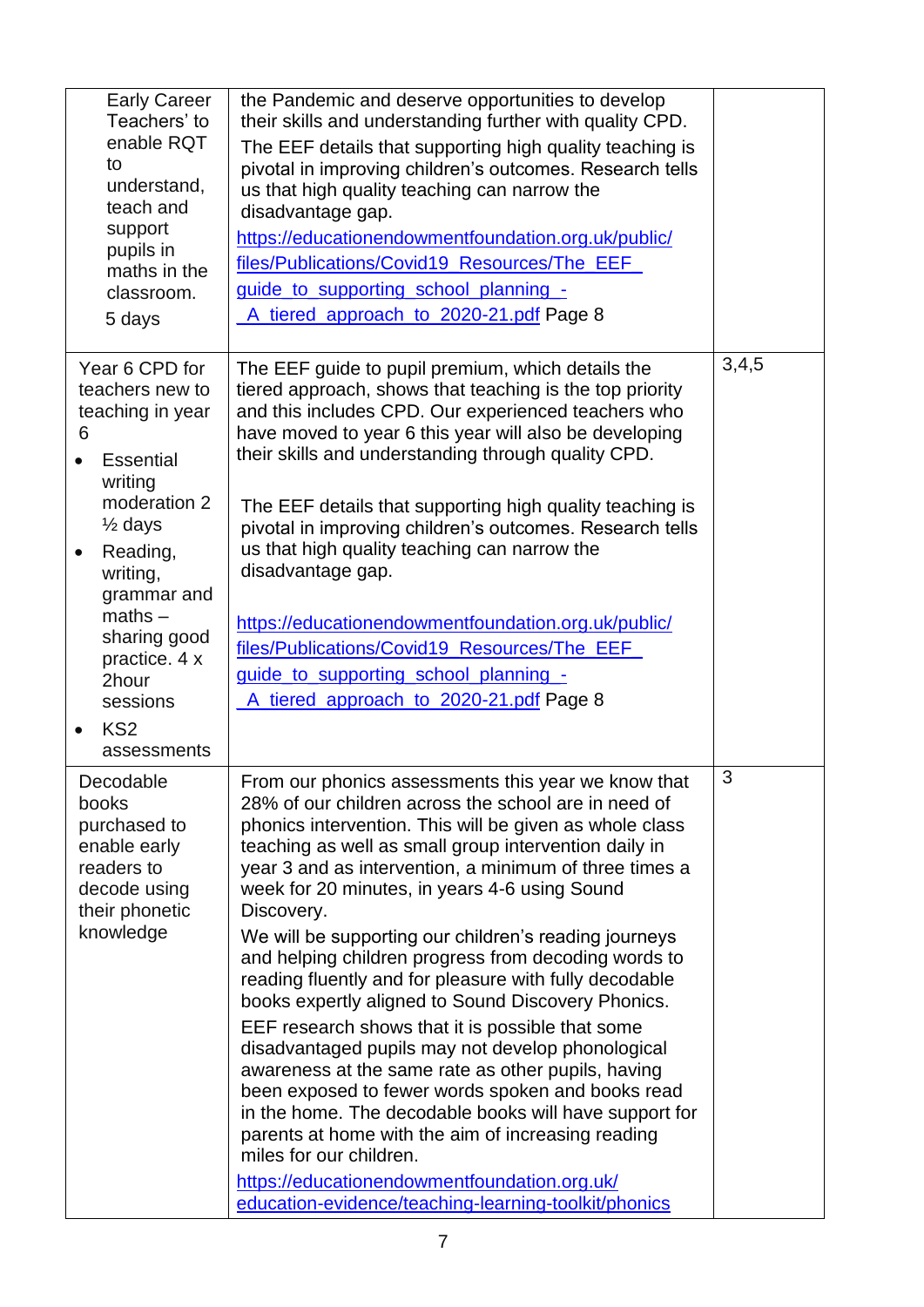| | | |
|---|---|---|
| Early Career Teachers' to enable RQT to understand, teach and support pupils in maths in the classroom.<br>5 days | the Pandemic and deserve opportunities to develop their skills and understanding further with quality CPD.<br>The EEF details that supporting high quality teaching is pivotal in improving children's outcomes. Research tells us that high quality teaching can narrow the disadvantage gap.<br>https://educationendowmentfoundation.org.uk/public/files/Publications/Covid19_Resources/The_EEF_guide_to_supporting_school_planning_-_A_tiered_approach_to_2020-21.pdf Page 8 | |
| Year 6 CPD for teachers new to teaching in year 6<br>• Essential writing moderation 2 ½ days<br>• Reading, writing, grammar and maths – sharing good practice. 4 x 2hour sessions<br>• KS2 assessments | The EEF guide to pupil premium, which details the tiered approach, shows that teaching is the top priority and this includes CPD. Our experienced teachers who have moved to year 6 this year will also be developing their skills and understanding through quality CPD.<br><br>The EEF details that supporting high quality teaching is pivotal in improving children's outcomes. Research tells us that high quality teaching can narrow the disadvantage gap.<br><br>https://educationendowmentfoundation.org.uk/public/files/Publications/Covid19_Resources/The_EEF_guide_to_supporting_school_planning_-_A_tiered_approach_to_2020-21.pdf Page 8 | 3,4,5 |
| Decodable books purchased to enable early readers to decode using their phonetic knowledge | From our phonics assessments this year we know that 28% of our children across the school are in need of phonics intervention. This will be given as whole class teaching as well as small group intervention daily in year 3 and as intervention, a minimum of three times a week for 20 minutes, in years 4-6 using Sound Discovery.<br>We will be supporting our children's reading journeys and helping children progress from decoding words to reading fluently and for pleasure with fully decodable books expertly aligned to Sound Discovery Phonics.<br>EEF research shows that it is possible that some disadvantaged pupils may not develop phonological awareness at the same rate as other pupils, having been exposed to fewer words spoken and books read in the home. The decodable books will have support for parents at home with the aim of increasing reading miles for our children.<br>https://educationendowmentfoundation.org.uk/education-evidence/teaching-learning-toolkit/phonics | 3 |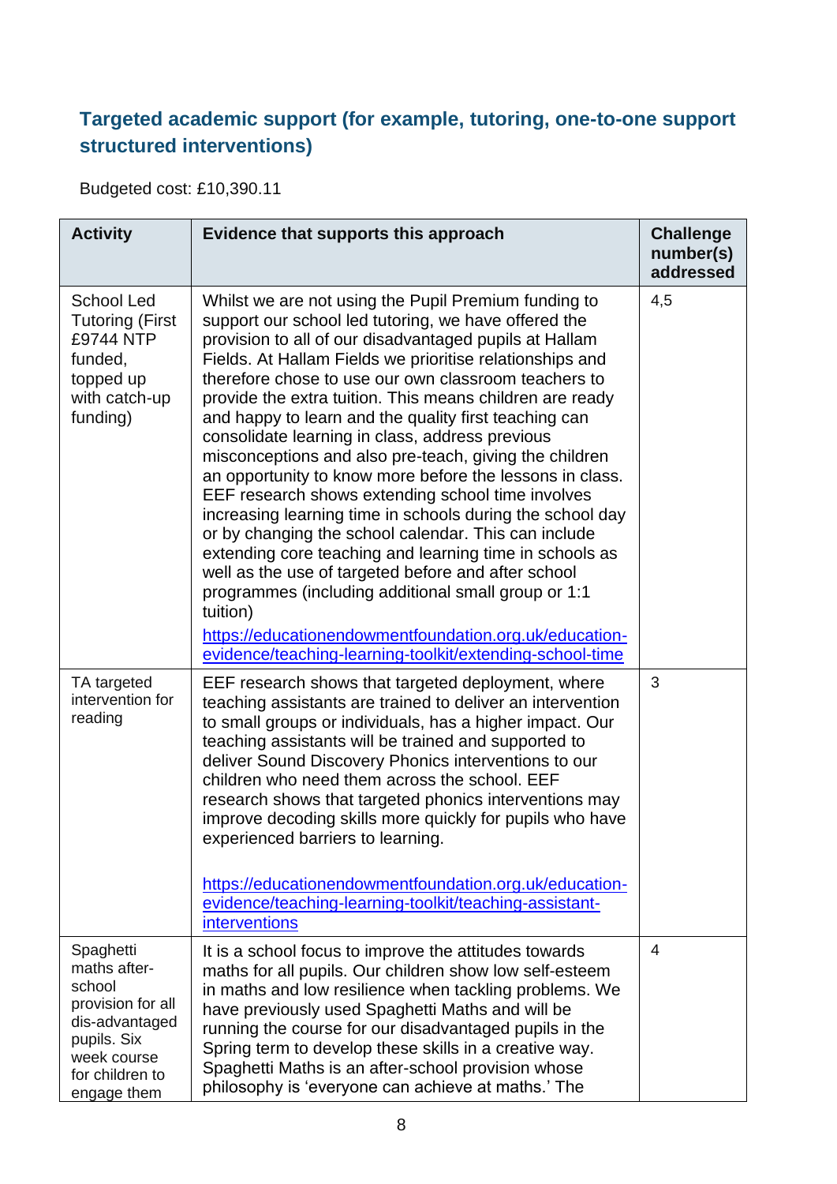## Targeted academic support (for example, tutoring, one-to-one support structured interventions)

Budgeted cost: £10,390.11

| Activity | Evidence that supports this approach | Challenge number(s) addressed |
|---|---|---|
| School Led Tutoring (First £9744 NTP funded, topped up with catch-up funding) | Whilst we are not using the Pupil Premium funding to support our school led tutoring, we have offered the provision to all of our disadvantaged pupils at Hallam Fields. At Hallam Fields we prioritise relationships and therefore chose to use our own classroom teachers to provide the extra tuition. This means children are ready and happy to learn and the quality first teaching can consolidate learning in class, address previous misconceptions and also pre-teach, giving the children an opportunity to know more before the lessons in class. EEF research shows extending school time involves increasing learning time in schools during the school day or by changing the school calendar. This can include extending core teaching and learning time in schools as well as the use of targeted before and after school programmes (including additional small group or 1:1 tuition) [https://educationendowmentfoundation.org.uk/education-evidence/teaching-learning-toolkit/extending-school-time](https://educationendowmentfoundation.org.uk/education-evidence/teaching-learning-toolkit/extending-school-time) | 4,5 |
| TA targeted intervention for reading | EEF research shows that targeted deployment, where teaching assistants are trained to deliver an intervention to small groups or individuals, has a higher impact. Our teaching assistants will be trained and supported to deliver Sound Discovery Phonics interventions to our children who need them across the school. EEF research shows that targeted phonics interventions may improve decoding skills more quickly for pupils who have experienced barriers to learning.<br><br>[https://educationendowmentfoundation.org.uk/education-evidence/teaching-learning-toolkit/teaching-assistant-interventions](https://educationendowmentfoundation.org.uk/education-evidence/teaching-learning-toolkit/teaching-assistant-interventions) | 3 |
| Spaghetti maths after-school provision for all dis-advantaged pupils. Six week course for children to engage them | It is a school focus to improve the attitudes towards maths for all pupils. Our children show low self-esteem in maths and low resilience when tackling problems. We have previously used Spaghetti Maths and will be running the course for our disadvantaged pupils in the Spring term to develop these skills in a creative way. Spaghetti Maths is an after-school provision whose philosophy is 'everyone can achieve at maths.' The | 4 |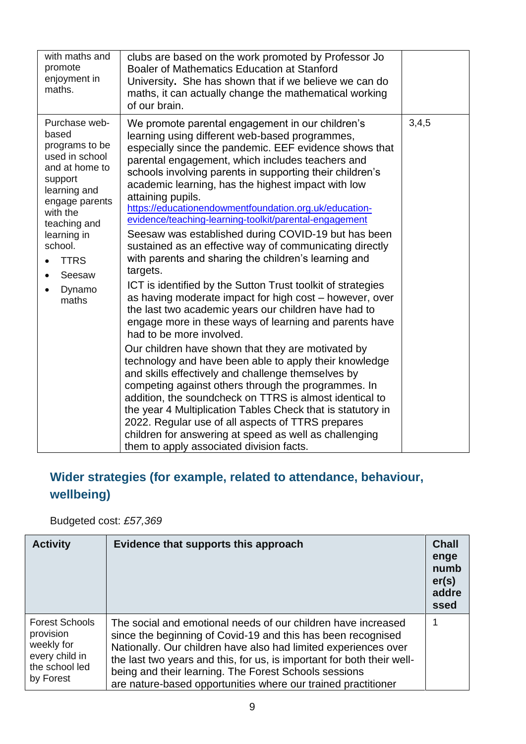| | | |
|---|---|---|
| with maths and promote enjoyment in maths. | clubs are based on the work promoted by Professor Jo Boaler of Mathematics Education at Stanford University. She has shown that if we believe we can do maths, it can actually change the mathematical working of our brain. | |
| Purchase web-based programs to be used in school and at home to support learning and engage parents with the teaching and learning in school.<br>• TTRS<br>• Seesaw<br>• Dynamo maths | We promote parental engagement in our children's learning using different web-based programmes, especially since the pandemic. EEF evidence shows that parental engagement, which includes teachers and schools involving parents in supporting their children's academic learning, has the highest impact with low attaining pupils.<br>https://educationendowmentfoundation.org.uk/education-evidence/teaching-learning-toolkit/parental-engagement<br>Seesaw was established during COVID-19 but has been sustained as an effective way of communicating directly with parents and sharing the children's learning and targets.<br>ICT is identified by the Sutton Trust toolkit of strategies as having moderate impact for high cost – however, over the last two academic years our children have had to engage more in these ways of learning and parents have had to be more involved.<br>Our children have shown that they are motivated by technology and have been able to apply their knowledge and skills effectively and challenge themselves by competing against others through the programmes. In addition, the soundcheck on TTRS is almost identical to the year 4 Multiplication Tables Check that is statutory in 2022. Regular use of all aspects of TTRS prepares children for answering at speed as well as challenging them to apply associated division facts. | 3,4,5 |

## Wider strategies (for example, related to attendance, behaviour, wellbeing)

Budgeted cost: *£57,369*

| Activity | Evidence that supports this approach | Challenge number(s) addressed |
|---|---|---|
| Forest Schools provision weekly for every child in the school led by Forest | The social and emotional needs of our children have increased since the beginning of Covid-19 and this has been recognised Nationally. Our children have also had limited experiences over the last two years and this, for us, is important for both their well-being and their learning. The Forest Schools sessions are nature-based opportunities where our trained practitioner | 1 |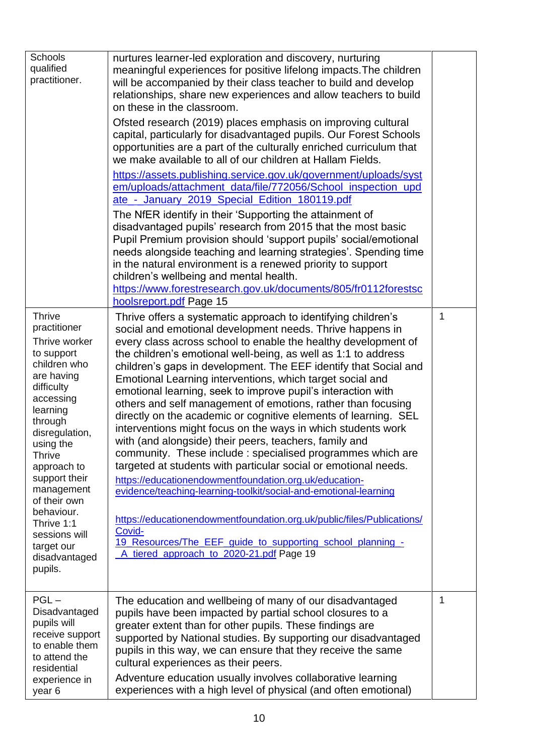| | | |
|---|---|---|
| Schools qualified practitioner. | nurtures learner-led exploration and discovery, nurturing meaningful experiences for positive lifelong impacts.The children will be accompanied by their class teacher to build and develop relationships, share new experiences and allow teachers to build on these in the classroom.<br><br>Ofsted research (2019) places emphasis on improving cultural capital, particularly for disadvantaged pupils. Our Forest Schools opportunities are a part of the culturally enriched curriculum that we make available to all of our children at Hallam Fields.<br><br>https://assets.publishing.service.gov.uk/government/uploads/system/uploads/attachment_data/file/772056/School_inspection_update_-_January_2019_Special_Edition_180119.pdf<br><br>The NfER identify in their 'Supporting the attainment of disadvantaged pupils' research from 2015 that the most basic Pupil Premium provision should 'support pupils' social/emotional needs alongside teaching and learning strategies'. Spending time in the natural environment is a renewed priority to support children's wellbeing and mental health.<br>https://www.forestresearch.gov.uk/documents/805/fr0112forestschoolsreport.pdf Page 15 | |
| Thrive practitioner<br><br>Thrive worker to support children who are having difficulty accessing learning through disregulation, using the Thrive approach to support their management of their own behaviour. Thrive 1:1 sessions will target our disadvantaged pupils. | Thrive offers a systematic approach to identifying children's social and emotional development needs. Thrive happens in every class across school to enable the healthy development of the children's emotional well-being, as well as 1:1 to address children's gaps in development. The EEF identify that Social and Emotional Learning interventions, which target social and emotional learning, seek to improve pupil's interaction with others and self management of emotions, rather than focusing directly on the academic or cognitive elements of learning. SEL interventions might focus on the ways in which students work with (and alongside) their peers, teachers, family and community. These include : specialised programmes which are targeted at students with particular social or emotional needs.<br><br>https://educationendowmentfoundation.org.uk/education-evidence/teaching-learning-toolkit/social-and-emotional-learning<br><br>https://educationendowmentfoundation.org.uk/public/files/Publications/Covid-19_Resources/The_EEF_guide_to_supporting_school_planning_-_A_tiered_approach_to_2020-21.pdf Page 19 | 1 |
| PGL – Disadvantaged pupils will receive support to enable them to attend the residential experience in year 6 | The education and wellbeing of many of our disadvantaged pupils have been impacted by partial school closures to a greater extent than for other pupils. These findings are supported by National studies. By supporting our disadvantaged pupils in this way, we can ensure that they receive the same cultural experiences as their peers.<br><br>Adventure education usually involves collaborative learning experiences with a high level of physical (and often emotional) | 1 |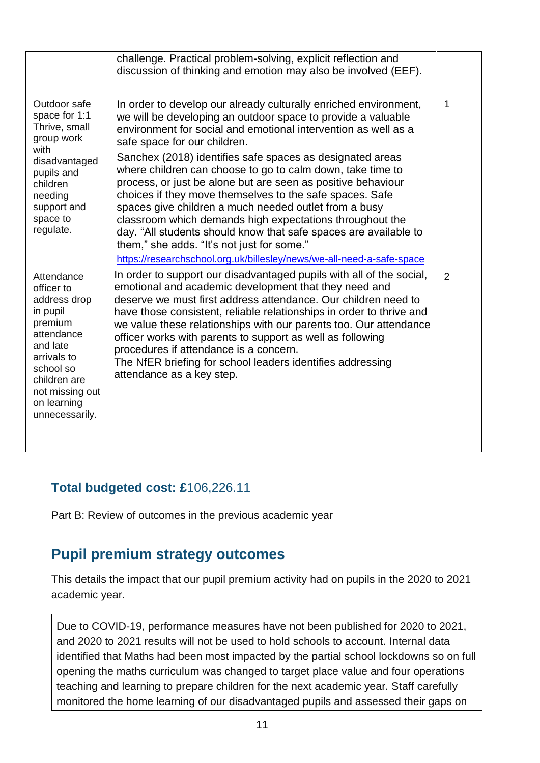| | | |
|---|---|---|
| | challenge. Practical problem-solving, explicit reflection and discussion of thinking and emotion may also be involved (EEF). | |
| Outdoor safe space for 1:1 Thrive, small group work with disadvantaged pupils and children needing support and space to regulate. | In order to develop our already culturally enriched environment, we will be developing an outdoor space to provide a valuable environment for social and emotional intervention as well as a safe space for our children.<br><br>Sanchex (2018) identifies safe spaces as designated areas where children can choose to go to calm down, take time to process, or just be alone but are seen as positive behaviour choices if they move themselves to the safe spaces. Safe spaces give children a much needed outlet from a busy classroom which demands high expectations throughout the day. "All students should know that safe spaces are available to them," she adds. "It's not just for some."<br><br>https://researchschool.org.uk/billesley/news/we-all-need-a-safe-space | 1 |
| Attendance officer to address drop in pupil premium attendance and late arrivals to school so children are not missing out on learning unnecessarily. | In order to support our disadvantaged pupils with all of the social, emotional and academic development that they need and deserve we must first address attendance. Our children need to have those consistent, reliable relationships in order to thrive and we value these relationships with our parents too. Our attendance officer works with parents to support as well as following procedures if attendance is a concern.<br>The NfER briefing for school leaders identifies addressing attendance as a key step. | 2 |

## Total budgeted cost: £106,226.11

Part B: Review of outcomes in the previous academic year

## Pupil premium strategy outcomes

This details the impact that our pupil premium activity had on pupils in the 2020 to 2021 academic year.

Due to COVID-19, performance measures have not been published for 2020 to 2021, and 2020 to 2021 results will not be used to hold schools to account. Internal data identified that Maths had been most impacted by the partial school lockdowns so on full opening the maths curriculum was changed to target place value and four operations teaching and learning to prepare children for the next academic year. Staff carefully monitored the home learning of our disadvantaged pupils and assessed their gaps on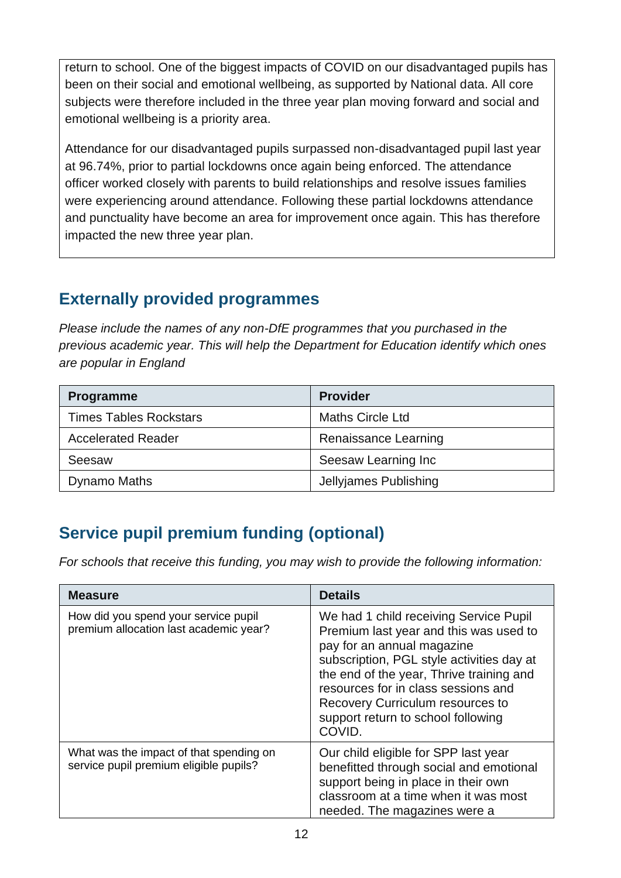return to school. One of the biggest impacts of COVID on our disadvantaged pupils has been on their social and emotional wellbeing, as supported by National data. All core subjects were therefore included in the three year plan moving forward and social and emotional wellbeing is a priority area.

Attendance for our disadvantaged pupils surpassed non-disadvantaged pupil last year at 96.74%, prior to partial lockdowns once again being enforced. The attendance officer worked closely with parents to build relationships and resolve issues families were experiencing around attendance. Following these partial lockdowns attendance and punctuality have become an area for improvement once again. This has therefore impacted the new three year plan.

## Externally provided programmes

*Please include the names of any non-DfE programmes that you purchased in the previous academic year. This will help the Department for Education identify which ones are popular in England*

| Programme | Provider |
|---|---|
| Times Tables Rockstars | Maths Circle Ltd |
| Accelerated Reader | Renaissance Learning |
| Seesaw | Seesaw Learning Inc |
| Dynamo Maths | Jellyjames Publishing |

## Service pupil premium funding (optional)

*For schools that receive this funding, you may wish to provide the following information:*

| Measure | Details |
|---|---|
| How did you spend your service pupil premium allocation last academic year? | We had 1 child receiving Service Pupil Premium last year and this was used to pay for an annual magazine subscription, PGL style activities day at the end of the year, Thrive training and resources for in class sessions and Recovery Curriculum resources to support return to school following COVID. |
| What was the impact of that spending on service pupil premium eligible pupils? | Our child eligible for SPP last year benefitted through social and emotional support being in place in their own classroom at a time when it was most needed. The magazines were a |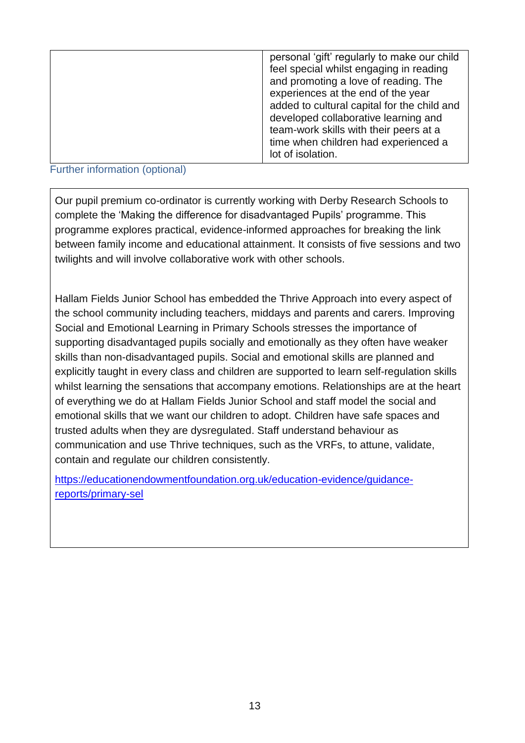| | |
|---|---|
| | personal 'gift' regularly to make our child feel special whilst engaging in reading and promoting a love of reading. The experiences at the end of the year added to cultural capital for the child and developed collaborative learning and team-work skills with their peers at a time when children had experienced a lot of isolation. |

## Further information (optional)

Our pupil premium co-ordinator is currently working with Derby Research Schools to complete the 'Making the difference for disadvantaged Pupils' programme. This programme explores practical, evidence-informed approaches for breaking the link between family income and educational attainment. It consists of five sessions and two twilights and will involve collaborative work with other schools.

Hallam Fields Junior School has embedded the Thrive Approach into every aspect of the school community including teachers, middays and parents and carers. Improving Social and Emotional Learning in Primary Schools stresses the importance of supporting disadvantaged pupils socially and emotionally as they often have weaker skills than non-disadvantaged pupils. Social and emotional skills are planned and explicitly taught in every class and children are supported to learn self-regulation skills whilst learning the sensations that accompany emotions. Relationships are at the heart of everything we do at Hallam Fields Junior School and staff model the social and emotional skills that we want our children to adopt. Children have safe spaces and trusted adults when they are dysregulated. Staff understand behaviour as communication and use Thrive techniques, such as the VRFs, to attune, validate, contain and regulate our children consistently.

[https://educationendowmentfoundation.org.uk/education-evidence/guidance-reports/primary-sel](https://educationendowmentfoundation.org.uk/education-evidence/guidance-reports/primary-sel)